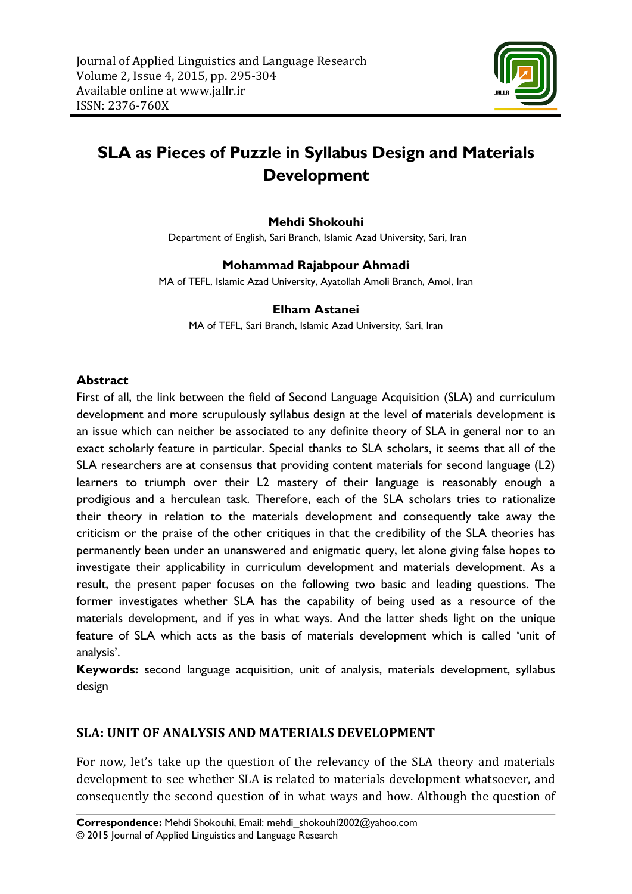# SLA as Pieces of Puzzle in Syllabus Design and Materials Development

**Mehdi Shokouhi**

Department of English, Sari Branch, Islamic Azad University, Sari, Iran

**Mohammad Rajabpour Ahmadi**

MA of TEFL, Islamic Azad University, Ayatollah Amoli Branch, Amol, Iran

**Elham Astanei**

MA of TEFL, Sari Branch, Islamic Azad University, Sari, Iran

## Abstract

First of all, the link between the field of Second Language Acquisition (SLA) and curriculum development and more scrupulously syllabus design at the level of materials development is an issue which can neither be associated to any definite theory of SLA in general nor to an exact scholarly feature in particular. Special thanks to SLA scholars, it seems that all of the SLA researchers are at consensus that providing content materials for second language (L2) learners to triumph over their L2 mastery of their language is reasonably enough a prodigious and a herculean task. Therefore, each of the SLA scholars tries to rationalize their theory in relation to the materials development and consequently take away the criticism or the praise of the other critiques in that the credibility of the SLA theories has permanently been under an unanswered and enigmatic query, let alone giving false hopes to investigate their applicability in curriculum development and materials development. As a result, the present paper focuses on the following two basic and leading questions. The former investigates whether SLA has the capability of being used as a resource of the materials development, and if yes in what ways. And the latter sheds light on the unique feature of SLA which acts as the basis of materials development which is called 'unit of analysis'.

**Keywords:** second language acquisition, unit of analysis, materials development, syllabus design

## SLA: UNIT OF ANALYSIS AND MATERIALS DEVELOPMENT

For now, let's take up the question of the relevancy of the SLA theory and materials development to see whether SLA is related to materials development whatsoever, and consequently the second question of in what ways and how. Although the question of

**Correspondence:** Mehdi Shokouhi, Email: mehdi_shokouhi2002@yahoo.com
© 2015 Journal of Applied Linguistics and Language Research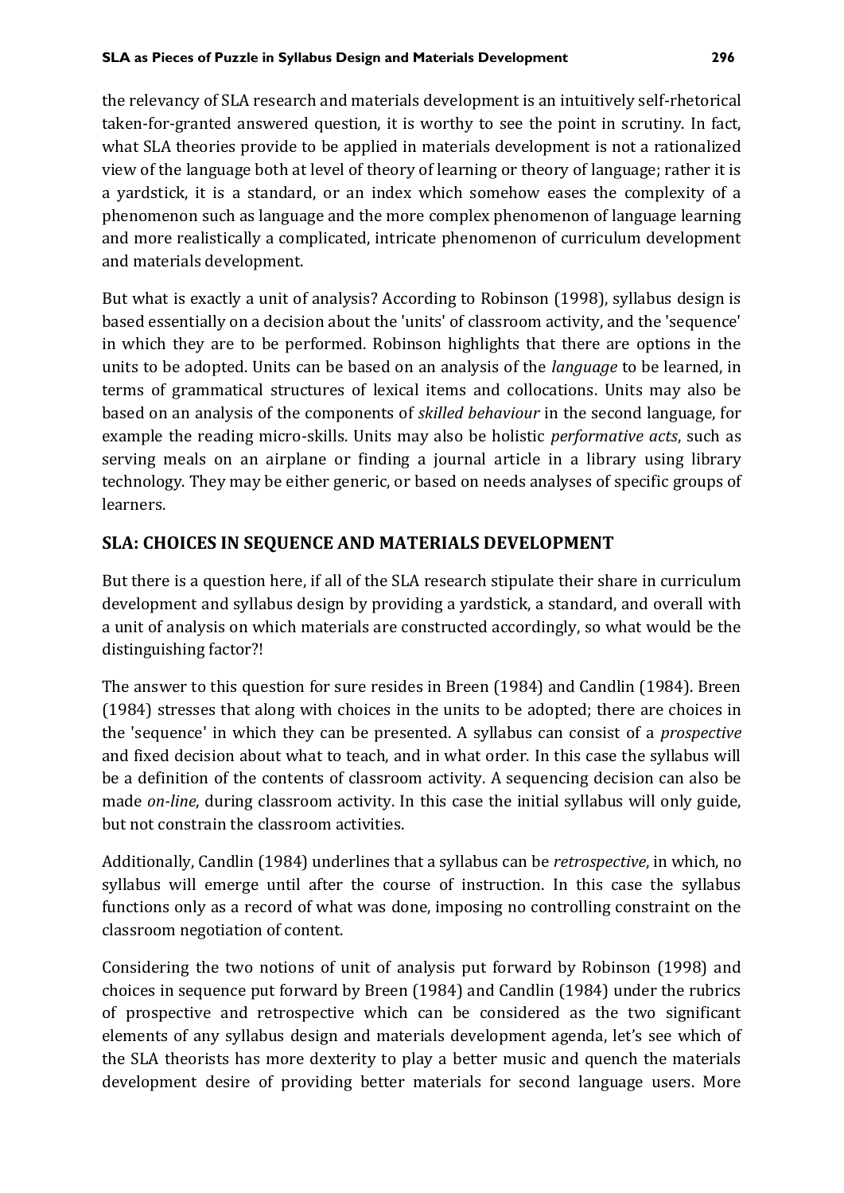the relevancy of SLA research and materials development is an intuitively self-rhetorical taken-for-granted answered question, it is worthy to see the point in scrutiny. In fact, what SLA theories provide to be applied in materials development is not a rationalized view of the language both at level of theory of learning or theory of language; rather it is a yardstick, it is a standard, or an index which somehow eases the complexity of a phenomenon such as language and the more complex phenomenon of language learning and more realistically a complicated, intricate phenomenon of curriculum development and materials development.

But what is exactly a unit of analysis? According to Robinson (1998), syllabus design is based essentially on a decision about the 'units' of classroom activity, and the 'sequence' in which they are to be performed. Robinson highlights that there are options in the units to be adopted. Units can be based on an analysis of the *language* to be learned, in terms of grammatical structures of lexical items and collocations. Units may also be based on an analysis of the components of *skilled behaviour* in the second language, for example the reading micro-skills. Units may also be holistic *performative acts*, such as serving meals on an airplane or finding a journal article in a library using library technology. They may be either generic, or based on needs analyses of specific groups of learners.

## SLA: CHOICES IN SEQUENCE AND MATERIALS DEVELOPMENT

But there is a question here, if all of the SLA research stipulate their share in curriculum development and syllabus design by providing a yardstick, a standard, and overall with a unit of analysis on which materials are constructed accordingly, so what would be the distinguishing factor?!

The answer to this question for sure resides in Breen (1984) and Candlin (1984). Breen (1984) stresses that along with choices in the units to be adopted; there are choices in the 'sequence' in which they can be presented. A syllabus can consist of a *prospective* and fixed decision about what to teach, and in what order. In this case the syllabus will be a definition of the contents of classroom activity. A sequencing decision can also be made *on-line*, during classroom activity. In this case the initial syllabus will only guide, but not constrain the classroom activities.

Additionally, Candlin (1984) underlines that a syllabus can be *retrospective*, in which, no syllabus will emerge until after the course of instruction. In this case the syllabus functions only as a record of what was done, imposing no controlling constraint on the classroom negotiation of content.

Considering the two notions of unit of analysis put forward by Robinson (1998) and choices in sequence put forward by Breen (1984) and Candlin (1984) under the rubrics of prospective and retrospective which can be considered as the two significant elements of any syllabus design and materials development agenda, let's see which of the SLA theorists has more dexterity to play a better music and quench the materials development desire of providing better materials for second language users. More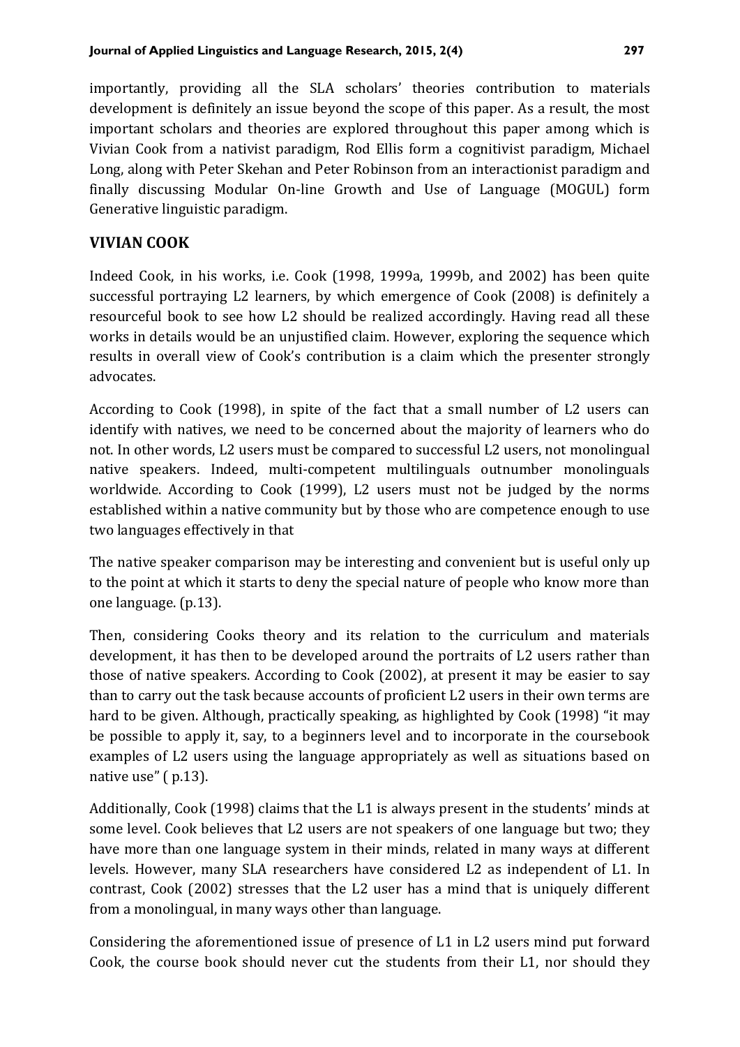importantly, providing all the SLA scholars' theories contribution to materials development is definitely an issue beyond the scope of this paper. As a result, the most important scholars and theories are explored throughout this paper among which is Vivian Cook from a nativist paradigm, Rod Ellis form a cognitivist paradigm, Michael Long, along with Peter Skehan and Peter Robinson from an interactionist paradigm and finally discussing Modular On-line Growth and Use of Language (MOGUL) form Generative linguistic paradigm.

## VIVIAN COOK

Indeed Cook, in his works, i.e. Cook (1998, 1999a, 1999b, and 2002) has been quite successful portraying L2 learners, by which emergence of Cook (2008) is definitely a resourceful book to see how L2 should be realized accordingly. Having read all these works in details would be an unjustified claim. However, exploring the sequence which results in overall view of Cook's contribution is a claim which the presenter strongly advocates.

According to Cook (1998), in spite of the fact that a small number of L2 users can identify with natives, we need to be concerned about the majority of learners who do not. In other words, L2 users must be compared to successful L2 users, not monolingual native speakers. Indeed, multi-competent multilinguals outnumber monolinguals worldwide. According to Cook (1999), L2 users must not be judged by the norms established within a native community but by those who are competence enough to use two languages effectively in that

The native speaker comparison may be interesting and convenient but is useful only up to the point at which it starts to deny the special nature of people who know more than one language. (p.13).

Then, considering Cooks theory and its relation to the curriculum and materials development, it has then to be developed around the portraits of L2 users rather than those of native speakers. According to Cook (2002), at present it may be easier to say than to carry out the task because accounts of proficient L2 users in their own terms are hard to be given. Although, practically speaking, as highlighted by Cook (1998) "it may be possible to apply it, say, to a beginners level and to incorporate in the coursebook examples of L2 users using the language appropriately as well as situations based on native use" ( p.13).

Additionally, Cook (1998) claims that the L1 is always present in the students' minds at some level. Cook believes that L2 users are not speakers of one language but two; they have more than one language system in their minds, related in many ways at different levels. However, many SLA researchers have considered L2 as independent of L1. In contrast, Cook (2002) stresses that the L2 user has a mind that is uniquely different from a monolingual, in many ways other than language.

Considering the aforementioned issue of presence of L1 in L2 users mind put forward Cook, the course book should never cut the students from their L1, nor should they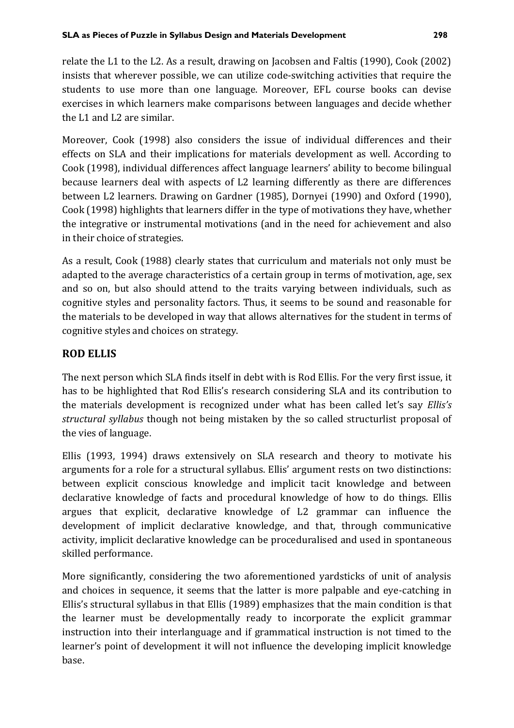relate the L1 to the L2. As a result, drawing on Jacobsen and Faltis (1990), Cook (2002) insists that wherever possible, we can utilize code-switching activities that require the students to use more than one language. Moreover, EFL course books can devise exercises in which learners make comparisons between languages and decide whether the L1 and L2 are similar.

Moreover, Cook (1998) also considers the issue of individual differences and their effects on SLA and their implications for materials development as well. According to Cook (1998), individual differences affect language learners' ability to become bilingual because learners deal with aspects of L2 learning differently as there are differences between L2 learners. Drawing on Gardner (1985), Dornyei (1990) and Oxford (1990), Cook (1998) highlights that learners differ in the type of motivations they have, whether the integrative or instrumental motivations (and in the need for achievement and also in their choice of strategies.

As a result, Cook (1988) clearly states that curriculum and materials not only must be adapted to the average characteristics of a certain group in terms of motivation, age, sex and so on, but also should attend to the traits varying between individuals, such as cognitive styles and personality factors. Thus, it seems to be sound and reasonable for the materials to be developed in way that allows alternatives for the student in terms of cognitive styles and choices on strategy.

## ROD ELLIS

The next person which SLA finds itself in debt with is Rod Ellis. For the very first issue, it has to be highlighted that Rod Ellis's research considering SLA and its contribution to the materials development is recognized under what has been called let's say *Ellis's structural syllabus* though not being mistaken by the so called structurlist proposal of the vies of language.

Ellis (1993, 1994) draws extensively on SLA research and theory to motivate his arguments for a role for a structural syllabus. Ellis' argument rests on two distinctions: between explicit conscious knowledge and implicit tacit knowledge and between declarative knowledge of facts and procedural knowledge of how to do things. Ellis argues that explicit, declarative knowledge of L2 grammar can influence the development of implicit declarative knowledge, and that, through communicative activity, implicit declarative knowledge can be proceduralised and used in spontaneous skilled performance.

More significantly, considering the two aforementioned yardsticks of unit of analysis and choices in sequence, it seems that the latter is more palpable and eye-catching in Ellis's structural syllabus in that Ellis (1989) emphasizes that the main condition is that the learner must be developmentally ready to incorporate the explicit grammar instruction into their interlanguage and if grammatical instruction is not timed to the learner's point of development it will not influence the developing implicit knowledge base.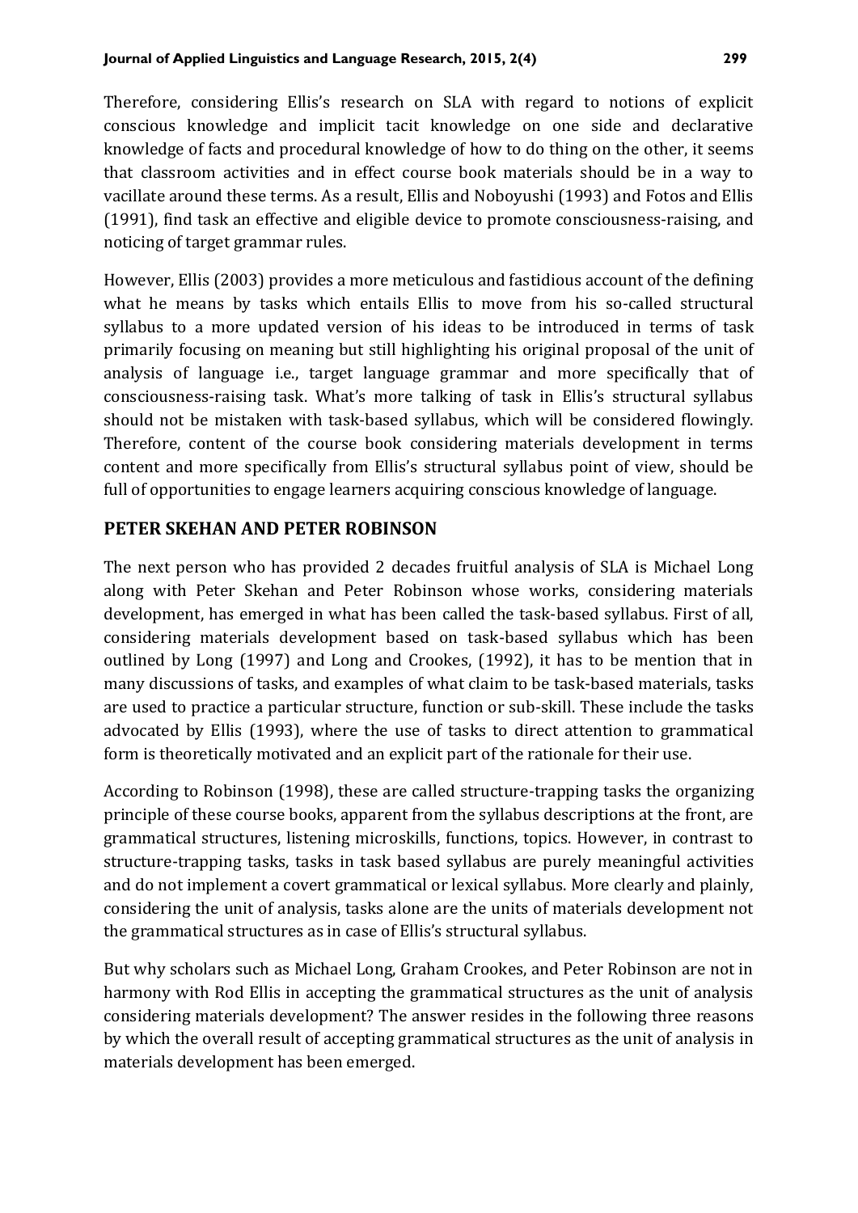Therefore, considering Ellis's research on SLA with regard to notions of explicit conscious knowledge and implicit tacit knowledge on one side and declarative knowledge of facts and procedural knowledge of how to do thing on the other, it seems that classroom activities and in effect course book materials should be in a way to vacillate around these terms. As a result, Ellis and Noboyushi (1993) and Fotos and Ellis (1991), find task an effective and eligible device to promote consciousness-raising, and noticing of target grammar rules.

However, Ellis (2003) provides a more meticulous and fastidious account of the defining what he means by tasks which entails Ellis to move from his so-called structural syllabus to a more updated version of his ideas to be introduced in terms of task primarily focusing on meaning but still highlighting his original proposal of the unit of analysis of language i.e., target language grammar and more specifically that of consciousness-raising task. What's more talking of task in Ellis's structural syllabus should not be mistaken with task-based syllabus, which will be considered flowingly. Therefore, content of the course book considering materials development in terms content and more specifically from Ellis's structural syllabus point of view, should be full of opportunities to engage learners acquiring conscious knowledge of language.

## PETER SKEHAN AND PETER ROBINSON

The next person who has provided 2 decades fruitful analysis of SLA is Michael Long along with Peter Skehan and Peter Robinson whose works, considering materials development, has emerged in what has been called the task-based syllabus. First of all, considering materials development based on task-based syllabus which has been outlined by Long (1997) and Long and Crookes, (1992), it has to be mention that in many discussions of tasks, and examples of what claim to be task-based materials, tasks are used to practice a particular structure, function or sub-skill. These include the tasks advocated by Ellis (1993), where the use of tasks to direct attention to grammatical form is theoretically motivated and an explicit part of the rationale for their use.

According to Robinson (1998), these are called structure-trapping tasks the organizing principle of these course books, apparent from the syllabus descriptions at the front, are grammatical structures, listening microskills, functions, topics. However, in contrast to structure-trapping tasks, tasks in task based syllabus are purely meaningful activities and do not implement a covert grammatical or lexical syllabus. More clearly and plainly, considering the unit of analysis, tasks alone are the units of materials development not the grammatical structures as in case of Ellis's structural syllabus.

But why scholars such as Michael Long, Graham Crookes, and Peter Robinson are not in harmony with Rod Ellis in accepting the grammatical structures as the unit of analysis considering materials development? The answer resides in the following three reasons by which the overall result of accepting grammatical structures as the unit of analysis in materials development has been emerged.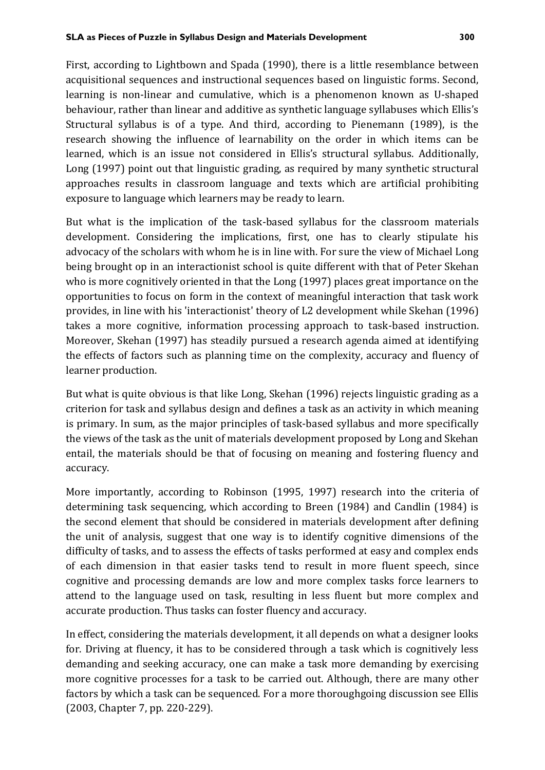First, according to Lightbown and Spada (1990), there is a little resemblance between acquisitional sequences and instructional sequences based on linguistic forms. Second, learning is non-linear and cumulative, which is a phenomenon known as U-shaped behaviour, rather than linear and additive as synthetic language syllabuses which Ellis's Structural syllabus is of a type. And third, according to Pienemann (1989), is the research showing the influence of learnability on the order in which items can be learned, which is an issue not considered in Ellis's structural syllabus. Additionally, Long (1997) point out that linguistic grading, as required by many synthetic structural approaches results in classroom language and texts which are artificial prohibiting exposure to language which learners may be ready to learn.

But what is the implication of the task-based syllabus for the classroom materials development. Considering the implications, first, one has to clearly stipulate his advocacy of the scholars with whom he is in line with. For sure the view of Michael Long being brought op in an interactionist school is quite different with that of Peter Skehan who is more cognitively oriented in that the Long (1997) places great importance on the opportunities to focus on form in the context of meaningful interaction that task work provides, in line with his 'interactionist' theory of L2 development while Skehan (1996) takes a more cognitive, information processing approach to task-based instruction. Moreover, Skehan (1997) has steadily pursued a research agenda aimed at identifying the effects of factors such as planning time on the complexity, accuracy and fluency of learner production.

But what is quite obvious is that like Long, Skehan (1996) rejects linguistic grading as a criterion for task and syllabus design and defines a task as an activity in which meaning is primary. In sum, as the major principles of task-based syllabus and more specifically the views of the task as the unit of materials development proposed by Long and Skehan entail, the materials should be that of focusing on meaning and fostering fluency and accuracy.

More importantly, according to Robinson (1995, 1997) research into the criteria of determining task sequencing, which according to Breen (1984) and Candlin (1984) is the second element that should be considered in materials development after defining the unit of analysis, suggest that one way is to identify cognitive dimensions of the difficulty of tasks, and to assess the effects of tasks performed at easy and complex ends of each dimension in that easier tasks tend to result in more fluent speech, since cognitive and processing demands are low and more complex tasks force learners to attend to the language used on task, resulting in less fluent but more complex and accurate production. Thus tasks can foster fluency and accuracy.

In effect, considering the materials development, it all depends on what a designer looks for. Driving at fluency, it has to be considered through a task which is cognitively less demanding and seeking accuracy, one can make a task more demanding by exercising more cognitive processes for a task to be carried out. Although, there are many other factors by which a task can be sequenced. For a more thoroughgoing discussion see Ellis (2003, Chapter 7, pp. 220-229).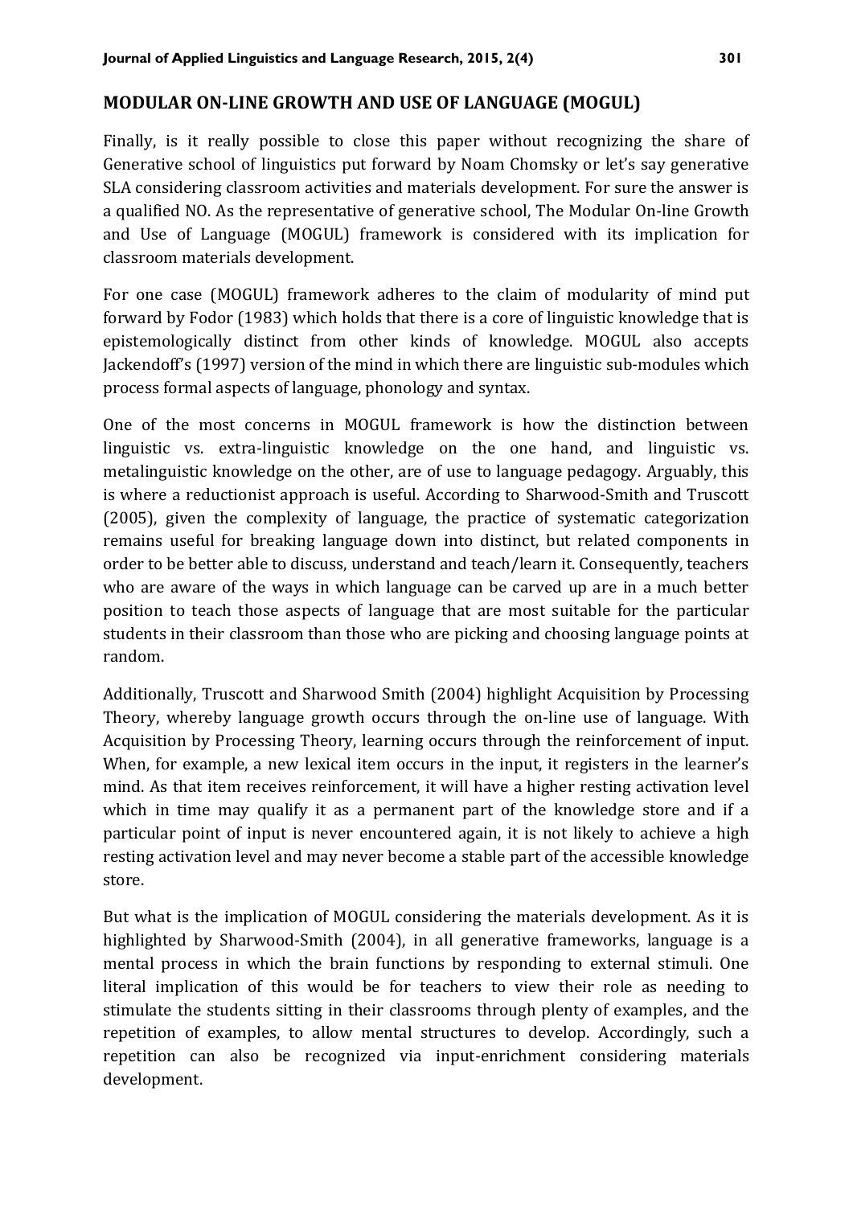## MODULAR ON-LINE GROWTH AND USE OF LANGUAGE (MOGUL)

Finally, is it really possible to close this paper without recognizing the share of Generative school of linguistics put forward by Noam Chomsky or let's say generative SLA considering classroom activities and materials development. For sure the answer is a qualified NO. As the representative of generative school, The Modular On-line Growth and Use of Language (MOGUL) framework is considered with its implication for classroom materials development.

For one case (MOGUL) framework adheres to the claim of modularity of mind put forward by Fodor (1983) which holds that there is a core of linguistic knowledge that is epistemologically distinct from other kinds of knowledge. MOGUL also accepts Jackendoff's (1997) version of the mind in which there are linguistic sub-modules which process formal aspects of language, phonology and syntax.

One of the most concerns in MOGUL framework is how the distinction between linguistic vs. extra-linguistic knowledge on the one hand, and linguistic vs. metalinguistic knowledge on the other, are of use to language pedagogy. Arguably, this is where a reductionist approach is useful. According to Sharwood-Smith and Truscott (2005), given the complexity of language, the practice of systematic categorization remains useful for breaking language down into distinct, but related components in order to be better able to discuss, understand and teach/learn it. Consequently, teachers who are aware of the ways in which language can be carved up are in a much better position to teach those aspects of language that are most suitable for the particular students in their classroom than those who are picking and choosing language points at random.

Additionally, Truscott and Sharwood Smith (2004) highlight Acquisition by Processing Theory, whereby language growth occurs through the on-line use of language. With Acquisition by Processing Theory, learning occurs through the reinforcement of input. When, for example, a new lexical item occurs in the input, it registers in the learner's mind. As that item receives reinforcement, it will have a higher resting activation level which in time may qualify it as a permanent part of the knowledge store and if a particular point of input is never encountered again, it is not likely to achieve a high resting activation level and may never become a stable part of the accessible knowledge store.

But what is the implication of MOGUL considering the materials development. As it is highlighted by Sharwood-Smith (2004), in all generative frameworks, language is a mental process in which the brain functions by responding to external stimuli. One literal implication of this would be for teachers to view their role as needing to stimulate the students sitting in their classrooms through plenty of examples, and the repetition of examples, to allow mental structures to develop. Accordingly, such a repetition can also be recognized via input-enrichment considering materials development.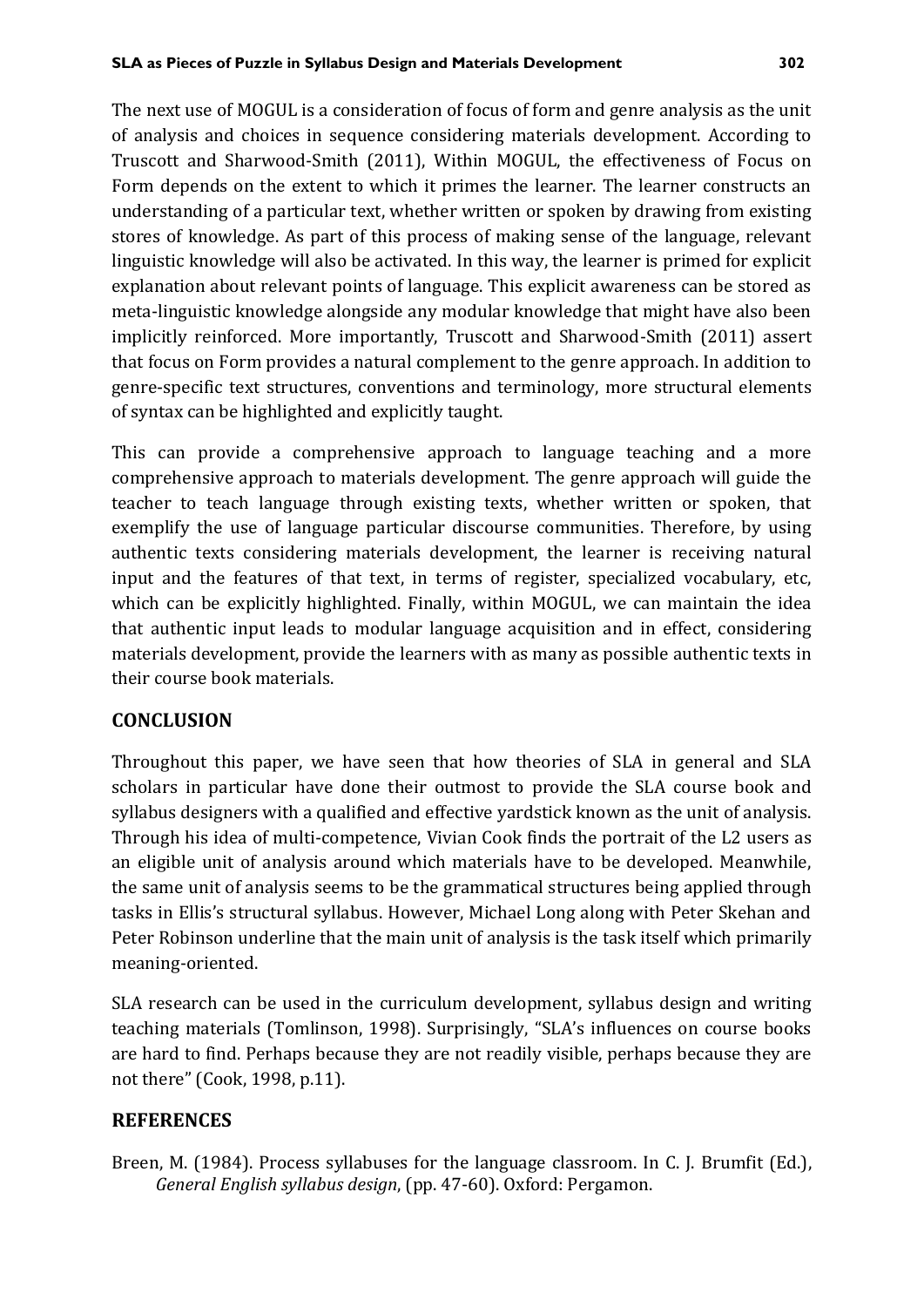The next use of MOGUL is a consideration of focus of form and genre analysis as the unit of analysis and choices in sequence considering materials development. According to Truscott and Sharwood-Smith (2011), Within MOGUL, the effectiveness of Focus on Form depends on the extent to which it primes the learner. The learner constructs an understanding of a particular text, whether written or spoken by drawing from existing stores of knowledge. As part of this process of making sense of the language, relevant linguistic knowledge will also be activated. In this way, the learner is primed for explicit explanation about relevant points of language. This explicit awareness can be stored as meta-linguistic knowledge alongside any modular knowledge that might have also been implicitly reinforced. More importantly, Truscott and Sharwood-Smith (2011) assert that focus on Form provides a natural complement to the genre approach. In addition to genre-specific text structures, conventions and terminology, more structural elements of syntax can be highlighted and explicitly taught.

This can provide a comprehensive approach to language teaching and a more comprehensive approach to materials development. The genre approach will guide the teacher to teach language through existing texts, whether written or spoken, that exemplify the use of language particular discourse communities. Therefore, by using authentic texts considering materials development, the learner is receiving natural input and the features of that text, in terms of register, specialized vocabulary, etc, which can be explicitly highlighted. Finally, within MOGUL, we can maintain the idea that authentic input leads to modular language acquisition and in effect, considering materials development, provide the learners with as many as possible authentic texts in their course book materials.

## CONCLUSION

Throughout this paper, we have seen that how theories of SLA in general and SLA scholars in particular have done their outmost to provide the SLA course book and syllabus designers with a qualified and effective yardstick known as the unit of analysis. Through his idea of multi-competence, Vivian Cook finds the portrait of the L2 users as an eligible unit of analysis around which materials have to be developed. Meanwhile, the same unit of analysis seems to be the grammatical structures being applied through tasks in Ellis's structural syllabus. However, Michael Long along with Peter Skehan and Peter Robinson underline that the main unit of analysis is the task itself which primarily meaning-oriented.

SLA research can be used in the curriculum development, syllabus design and writing teaching materials (Tomlinson, 1998). Surprisingly, "SLA's influences on course books are hard to find. Perhaps because they are not readily visible, perhaps because they are not there" (Cook, 1998, p.11).

## REFERENCES

Breen, M. (1984). Process syllabuses for the language classroom. In C. J. Brumfit (Ed.), *General English syllabus design*, (pp. 47-60). Oxford: Pergamon.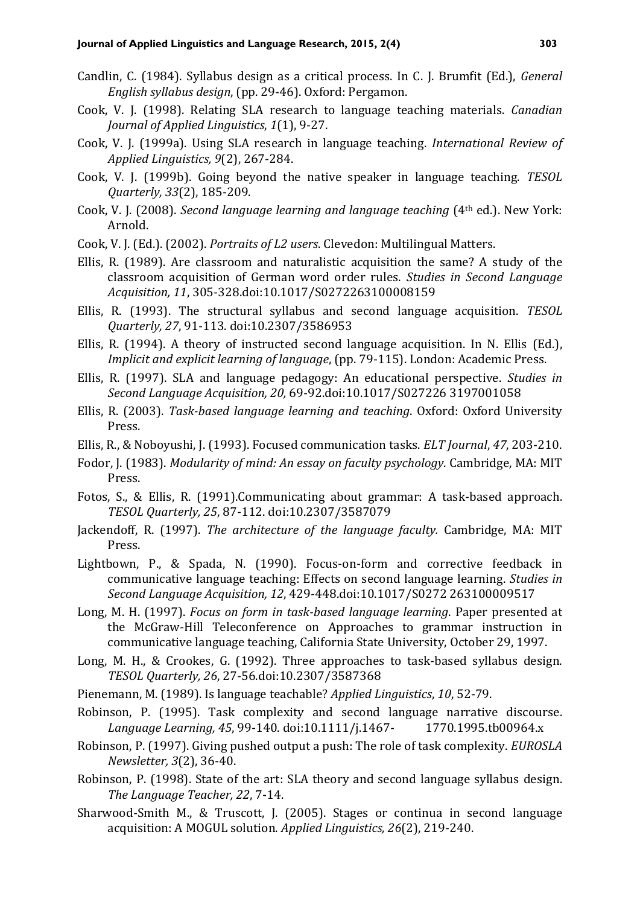Candlin, C. (1984). Syllabus design as a critical process. In C. J. Brumfit (Ed.), *General English syllabus design*, (pp. 29-46). Oxford: Pergamon.

Cook, V. J. (1998). Relating SLA research to language teaching materials. *Canadian Journal of Applied Linguistics*, *1*(1), 9-27.

Cook, V. J. (1999a). Using SLA research in language teaching. *International Review of Applied Linguistics, 9*(2), 267-284.

Cook, V. J. (1999b). Going beyond the native speaker in language teaching. *TESOL Quarterly, 33*(2), 185-209.

Cook, V. J. (2008). *Second language learning and language teaching* (4th ed.). New York: Arnold.

Cook, V. J. (Ed.). (2002). *Portraits of L2 users*. Clevedon: Multilingual Matters.

Ellis, R. (1989). Are classroom and naturalistic acquisition the same? A study of the classroom acquisition of German word order rules. *Studies in Second Language Acquisition, 11*, 305-328.doi:10.1017/S0272263100008159

Ellis, R. (1993). The structural syllabus and second language acquisition. *TESOL Quarterly, 27*, 91-113. doi:10.2307/3586953

Ellis, R. (1994). A theory of instructed second language acquisition. In N. Ellis (Ed.), *Implicit and explicit learning of language*, (pp. 79-115). London: Academic Press.

Ellis, R. (1997). SLA and language pedagogy: An educational perspective. *Studies in Second Language Acquisition, 20,* 69-92.doi:10.1017/S027226 3197001058

Ellis, R. (2003). *Task-based language learning and teaching*. Oxford: Oxford University Press.

Ellis, R., & Noboyushi, J. (1993). Focused communication tasks. *ELT Journal*, *47*, 203-210.

Fodor, J. (1983). *Modularity of mind: An essay on faculty psychology*. Cambridge, MA: MIT Press.

Fotos, S., & Ellis, R. (1991).Communicating about grammar: A task-based approach. *TESOL Quarterly, 25*, 87-112. doi:10.2307/3587079

Jackendoff, R. (1997). *The architecture of the language faculty.* Cambridge, MA: MIT Press.

Lightbown, P., & Spada, N. (1990). Focus-on-form and corrective feedback in communicative language teaching: Effects on second language learning. *Studies in Second Language Acquisition, 12*, 429-448.doi:10.1017/S0272 263100009517

Long, M. H. (1997). *Focus on form in task-based language learning*. Paper presented at the McGraw-Hill Teleconference on Approaches to grammar instruction in communicative language teaching, California State University, October 29, 1997.

Long, M. H., & Crookes, G. (1992). Three approaches to task-based syllabus design. *TESOL Quarterly, 26*, 27-56.doi:10.2307/3587368

Pienemann, M. (1989). Is language teachable? *Applied Linguistics*, *10*, 52-79.

Robinson, P. (1995). Task complexity and second language narrative discourse. *Language Learning, 45*, 99-140. doi:10.1111/j.1467- 1770.1995.tb00964.x

Robinson, P. (1997). Giving pushed output a push: The role of task complexity. *EUROSLA Newsletter, 3*(2), 36-40.

Robinson, P. (1998). State of the art: SLA theory and second language syllabus design. *The Language Teacher, 22*, 7-14.

Sharwood-Smith M., & Truscott, J. (2005). Stages or continua in second language acquisition: A MOGUL solution. *Applied Linguistics, 26*(2), 219-240.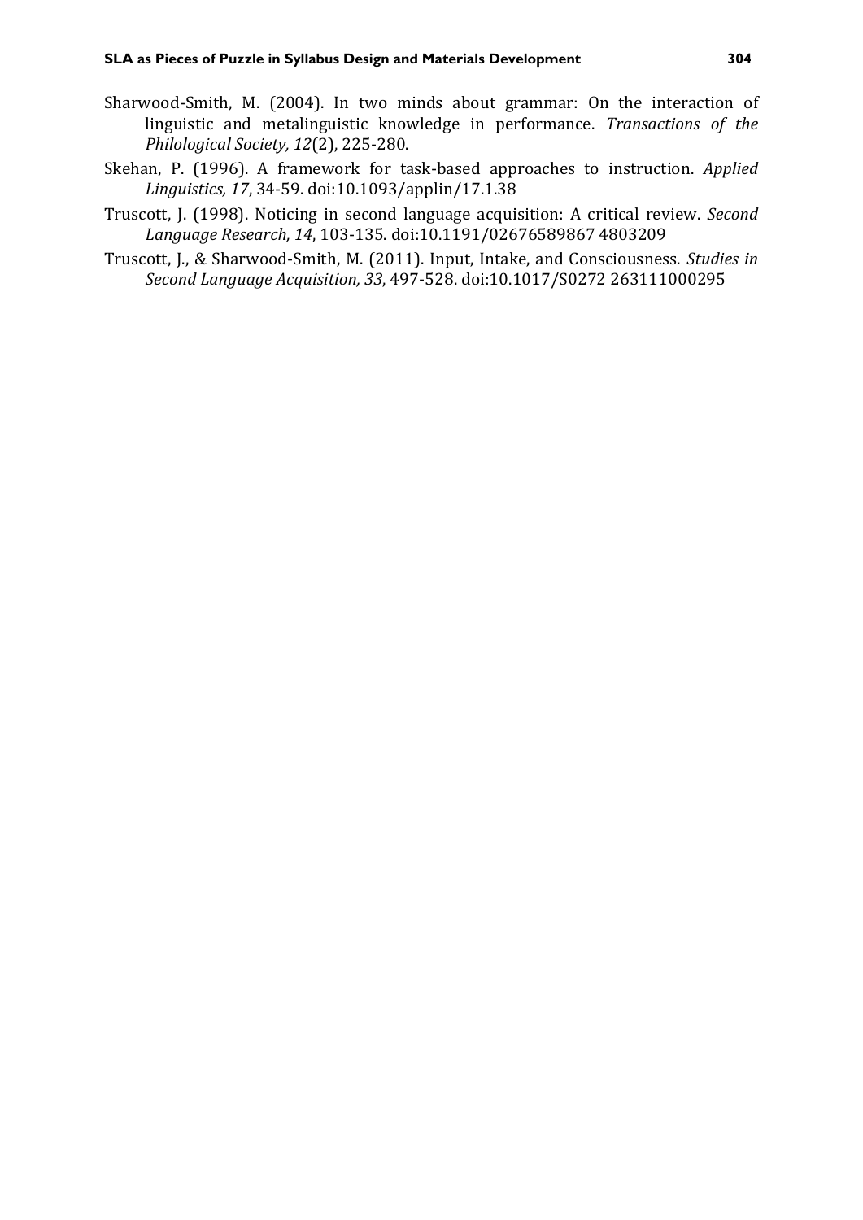Sharwood-Smith, M. (2004). In two minds about grammar: On the interaction of linguistic and metalinguistic knowledge in performance. *Transactions of the Philological Society, 12*(2), 225-280.

Skehan, P. (1996). A framework for task-based approaches to instruction. *Applied Linguistics, 17*, 34-59. doi:10.1093/applin/17.1.38

Truscott, J. (1998). Noticing in second language acquisition: A critical review. *Second Language Research, 14*, 103-135. doi:10.1191/02676589867 4803209

Truscott, J., & Sharwood-Smith, M. (2011). Input, Intake, and Consciousness. *Studies in Second Language Acquisition, 33*, 497-528. doi:10.1017/S0272 263111000295